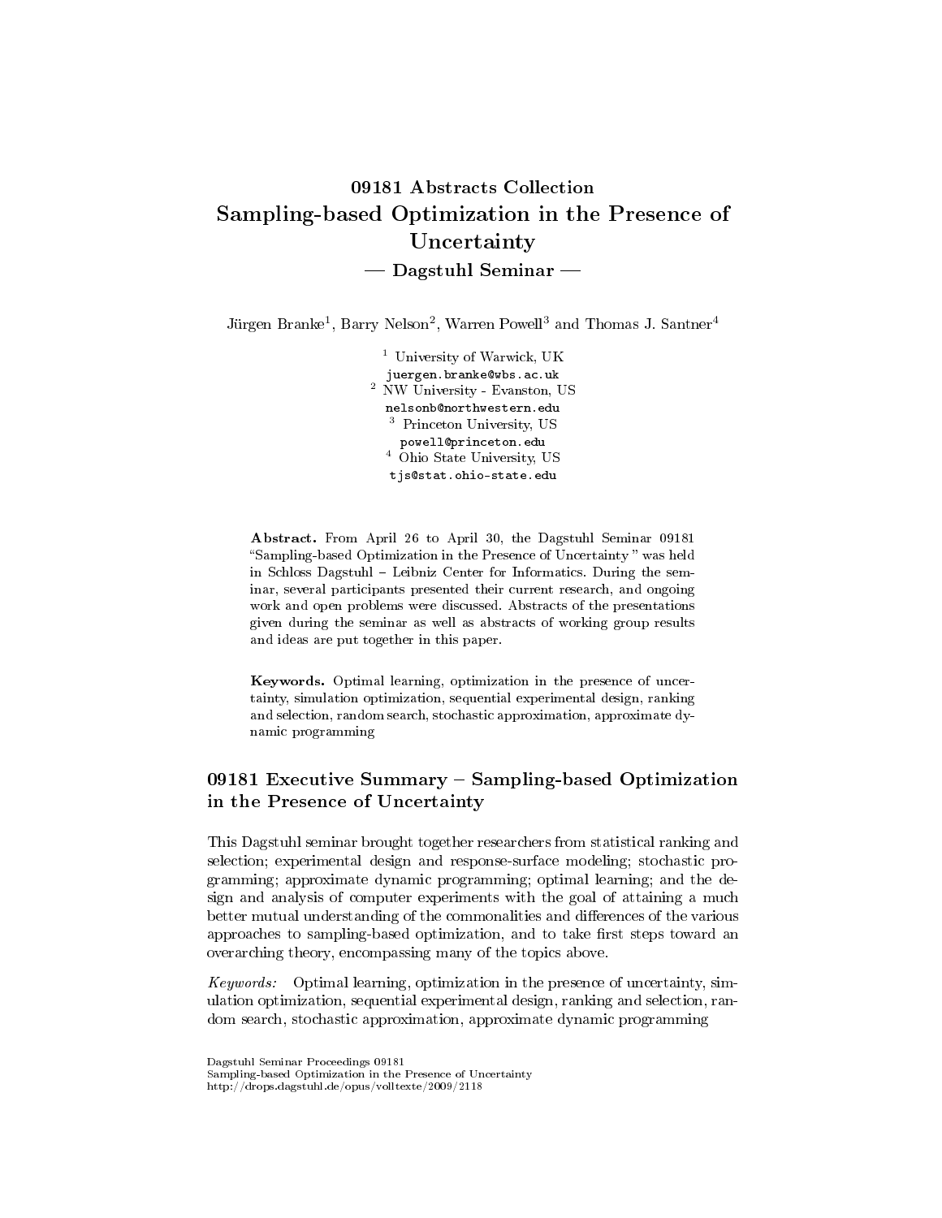# 09181 Abstracts Collection
# Sampling-based Optimization in the Presence of Uncertainty
## — Dagstuhl Seminar —

Jürgen Branke[1], Barry Nelson[2], Warren Powell[3] and Thomas J. Santner[4]

[1] University of Warwick, UK
juergen.branke@wbs.ac.uk
[2] NW University - Evanston, US
nelsonb@northwestern.edu
[3] Princeton University, US
powell@princeton.edu
[4] Ohio State University, US
tjs@stat.ohio-state.edu

**Abstract.** From April 26 to April 30, the Dagstuhl Seminar 09181 "Sampling-based Optimization in the Presence of Uncertainty " was held in Schloss Dagstuhl – Leibniz Center for Informatics. During the seminar, several participants presented their current research, and ongoing work and open problems were discussed. Abstracts of the presentations given during the seminar as well as abstracts of working group results and ideas are put together in this paper.

**Keywords.** Optimal learning, optimization in the presence of uncertainty, simulation optimization, sequential experimental design, ranking and selection, random search, stochastic approximation, approximate dynamic programming

## 09181 Executive Summary – Sampling-based Optimization in the Presence of Uncertainty

This Dagstuhl seminar brought together researchers from statistical ranking and selection; experimental design and response-surface modeling; stochastic programming; approximate dynamic programming; optimal learning; and the design and analysis of computer experiments with the goal of attaining a much better mutual understanding of the commonalities and differences of the various approaches to sampling-based optimization, and to take first steps toward an overarching theory, encompassing many of the topics above.

*Keywords:* Optimal learning, optimization in the presence of uncertainty, simulation optimization, sequential experimental design, ranking and selection, random search, stochastic approximation, approximate dynamic programming

Dagstuhl Seminar Proceedings 09181
Sampling-based Optimization in the Presence of Uncertainty
http://drops.dagstuhl.de/opus/volltexte/2009/2118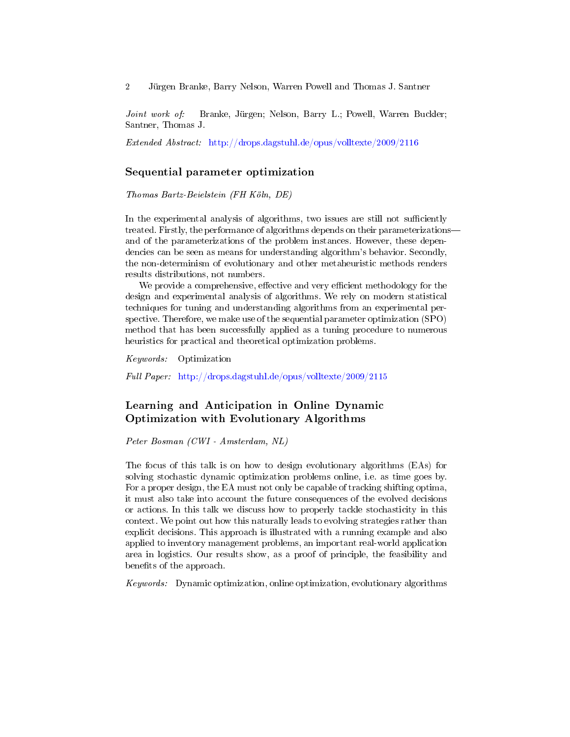*Joint work of:* Branke, Jürgen; Nelson, Barry L.; Powell, Warren Buckler; Santner, Thomas J.

*Extended Abstract:* http://drops.dagstuhl.de/opus/volltexte/2009/2116

## Sequential parameter optimization

*Thomas Bartz-Beielstein (FH Köln, DE)*

In the experimental analysis of algorithms, two issues are still not sufficiently treated. Firstly, the performance of algorithms depends on their parameterizations—and of the parameterizations of the problem instances. However, these dependencies can be seen as means for understanding algorithm's behavior. Secondly, the non-determinism of evolutionary and other metaheuristic methods renders results distributions, not numbers.

We provide a comprehensive, effective and very efficient methodology for the design and experimental analysis of algorithms. We rely on modern statistical techniques for tuning and understanding algorithms from an experimental perspective. Therefore, we make use of the sequential parameter optimization (SPO) method that has been successfully applied as a tuning procedure to numerous heuristics for practical and theoretical optimization problems.

*Keywords:* Optimization

*Full Paper:* http://drops.dagstuhl.de/opus/volltexte/2009/2115

## Learning and Anticipation in Online Dynamic Optimization with Evolutionary Algorithms

*Peter Bosman (CWI - Amsterdam, NL)*

The focus of this talk is on how to design evolutionary algorithms (EAs) for solving stochastic dynamic optimization problems online, i.e. as time goes by. For a proper design, the EA must not only be capable of tracking shifting optima, it must also take into account the future consequences of the evolved decisions or actions. In this talk we discuss how to properly tackle stochasticity in this context. We point out how this naturally leads to evolving strategies rather than explicit decisions. This approach is illustrated with a running example and also applied to inventory management problems, an important real-world application area in logistics. Our results show, as a proof of principle, the feasibility and benefits of the approach.

*Keywords:* Dynamic optimization, online optimization, evolutionary algorithms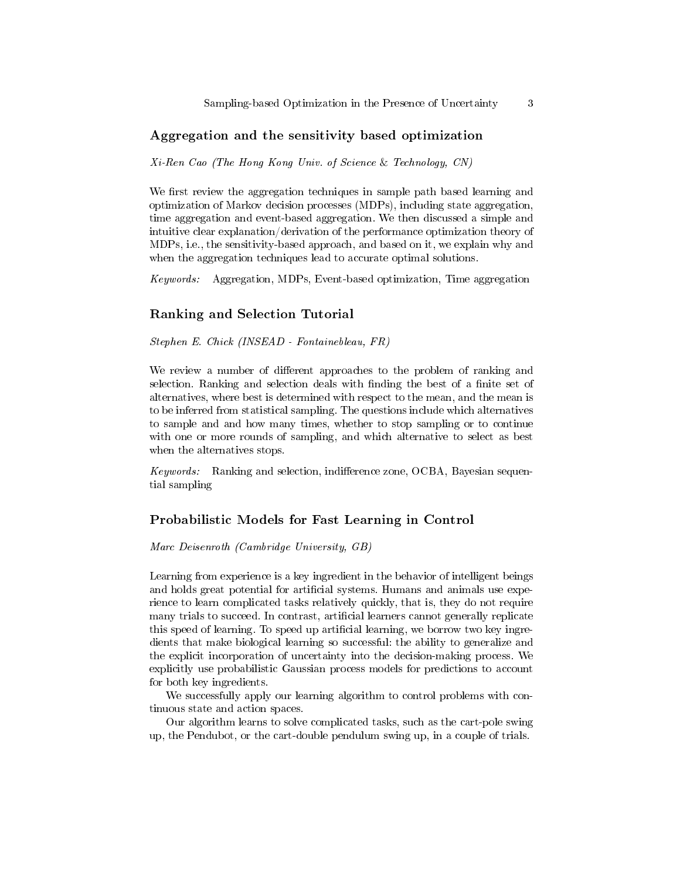## Aggregation and the sensitivity based optimization

*Xi-Ren Cao (The Hong Kong Univ. of Science & Technology, CN)*

We first review the aggregation techniques in sample path based learning and optimization of Markov decision processes (MDPs), including state aggregation, time aggregation and event-based aggregation. We then discussed a simple and intuitive clear explanation/derivation of the performance optimization theory of MDPs, i.e., the sensitivity-based approach, and based on it, we explain why and when the aggregation techniques lead to accurate optimal solutions.

*Keywords:* Aggregation, MDPs, Event-based optimization, Time aggregation

## Ranking and Selection Tutorial

*Stephen E. Chick (INSEAD - Fontainebleau, FR)*

We review a number of different approaches to the problem of ranking and selection. Ranking and selection deals with finding the best of a finite set of alternatives, where best is determined with respect to the mean, and the mean is to be inferred from statistical sampling. The questions include which alternatives to sample and and how many times, whether to stop sampling or to continue with one or more rounds of sampling, and which alternative to select as best when the alternatives stops.

*Keywords:* Ranking and selection, indifference zone, OCBA, Bayesian sequential sampling

## Probabilistic Models for Fast Learning in Control

*Marc Deisenroth (Cambridge University, GB)*

Learning from experience is a key ingredient in the behavior of intelligent beings and holds great potential for artificial systems. Humans and animals use experience to learn complicated tasks relatively quickly, that is, they do not require many trials to succeed. In contrast, artificial learners cannot generally replicate this speed of learning. To speed up artificial learning, we borrow two key ingredients that make biological learning so successful: the ability to generalize and the explicit incorporation of uncertainty into the decision-making process. We explicitly use probabilistic Gaussian process models for predictions to account for both key ingredients.

We successfully apply our learning algorithm to control problems with continuous state and action spaces.

Our algorithm learns to solve complicated tasks, such as the cart-pole swing up, the Pendubot, or the cart-double pendulum swing up, in a couple of trials.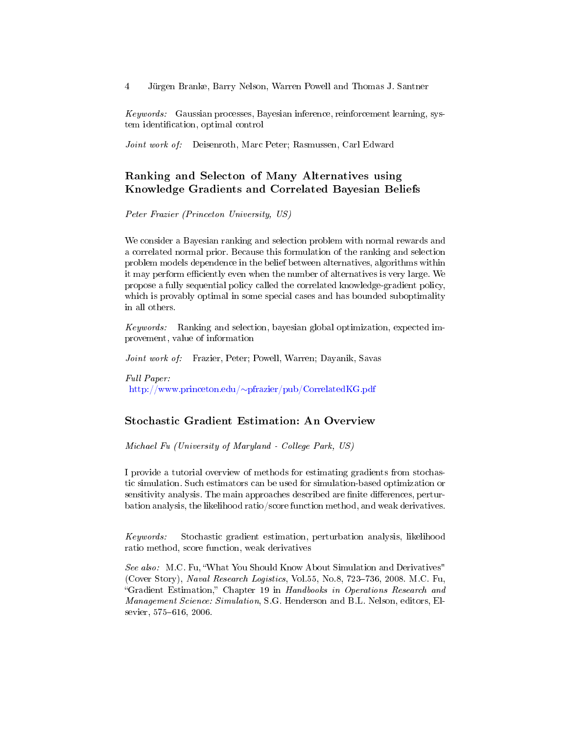*Keywords:* Gaussian processes, Bayesian inference, reinforcement learning, system identification, optimal control

*Joint work of:* Deisenroth, Marc Peter; Rasmussen, Carl Edward

## Ranking and Selecton of Many Alternatives using Knowledge Gradients and Correlated Bayesian Beliefs

*Peter Frazier (Princeton University, US)*

We consider a Bayesian ranking and selection problem with normal rewards and a correlated normal prior. Because this formulation of the ranking and selection problem models dependence in the belief between alternatives, algorithms within it may perform efficiently even when the number of alternatives is very large. We propose a fully sequential policy called the correlated knowledge-gradient policy, which is provably optimal in some special cases and has bounded suboptimality in all others.

*Keywords:* Ranking and selection, bayesian global optimization, expected improvement, value of information

*Joint work of:* Frazier, Peter; Powell, Warren; Dayanik, Savas

*Full Paper:*
http://www.princeton.edu/~pfrazier/pub/CorrelatedKG.pdf

## Stochastic Gradient Estimation: An Overview

*Michael Fu (University of Maryland - College Park, US)*

I provide a tutorial overview of methods for estimating gradients from stochastic simulation. Such estimators can be used for simulation-based optimization or sensitivity analysis. The main approaches described are finite differences, perturbation analysis, the likelihood ratio/score function method, and weak derivatives.

*Keywords:* Stochastic gradient estimation, perturbation analysis, likelihood ratio method, score function, weak derivatives

*See also:* M.C. Fu, "What You Should Know About Simulation and Derivatives" (Cover Story), *Naval Research Logistics*, Vol.55, No.8, 723–736, 2008. M.C. Fu, "Gradient Estimation," Chapter 19 in *Handbooks in Operations Research and Management Science: Simulation*, S.G. Henderson and B.L. Nelson, editors, Elsevier, 575–616, 2006.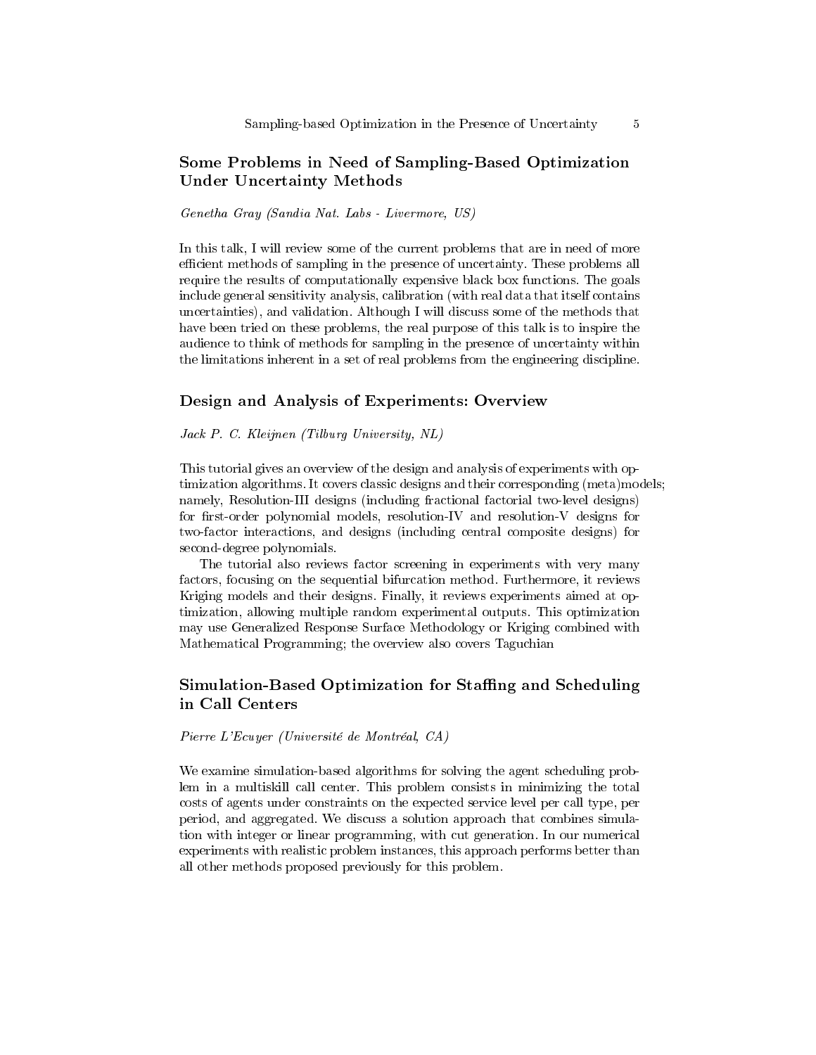## Some Problems in Need of Sampling-Based Optimization Under Uncertainty Methods

*Genetha Gray (Sandia Nat. Labs - Livermore, US)*

In this talk, I will review some of the current problems that are in need of more efficient methods of sampling in the presence of uncertainty. These problems all require the results of computationally expensive black box functions. The goals include general sensitivity analysis, calibration (with real data that itself contains uncertainties), and validation. Although I will discuss some of the methods that have been tried on these problems, the real purpose of this talk is to inspire the audience to think of methods for sampling in the presence of uncertainty within the limitations inherent in a set of real problems from the engineering discipline.

## Design and Analysis of Experiments: Overview

*Jack P. C. Kleijnen (Tilburg University, NL)*

This tutorial gives an overview of the design and analysis of experiments with optimization algorithms. It covers classic designs and their corresponding (meta)models; namely, Resolution-III designs (including fractional factorial two-level designs) for first-order polynomial models, resolution-IV and resolution-V designs for two-factor interactions, and designs (including central composite designs) for second-degree polynomials.

The tutorial also reviews factor screening in experiments with very many factors, focusing on the sequential bifurcation method. Furthermore, it reviews Kriging models and their designs. Finally, it reviews experiments aimed at optimization, allowing multiple random experimental outputs. This optimization may use Generalized Response Surface Methodology or Kriging combined with Mathematical Programming; the overview also covers Taguchian

## Simulation-Based Optimization for Staffing and Scheduling in Call Centers

*Pierre L'Ecuyer (Université de Montréal, CA)*

We examine simulation-based algorithms for solving the agent scheduling problem in a multiskill call center. This problem consists in minimizing the total costs of agents under constraints on the expected service level per call type, per period, and aggregated. We discuss a solution approach that combines simulation with integer or linear programming, with cut generation. In our numerical experiments with realistic problem instances, this approach performs better than all other methods proposed previously for this problem.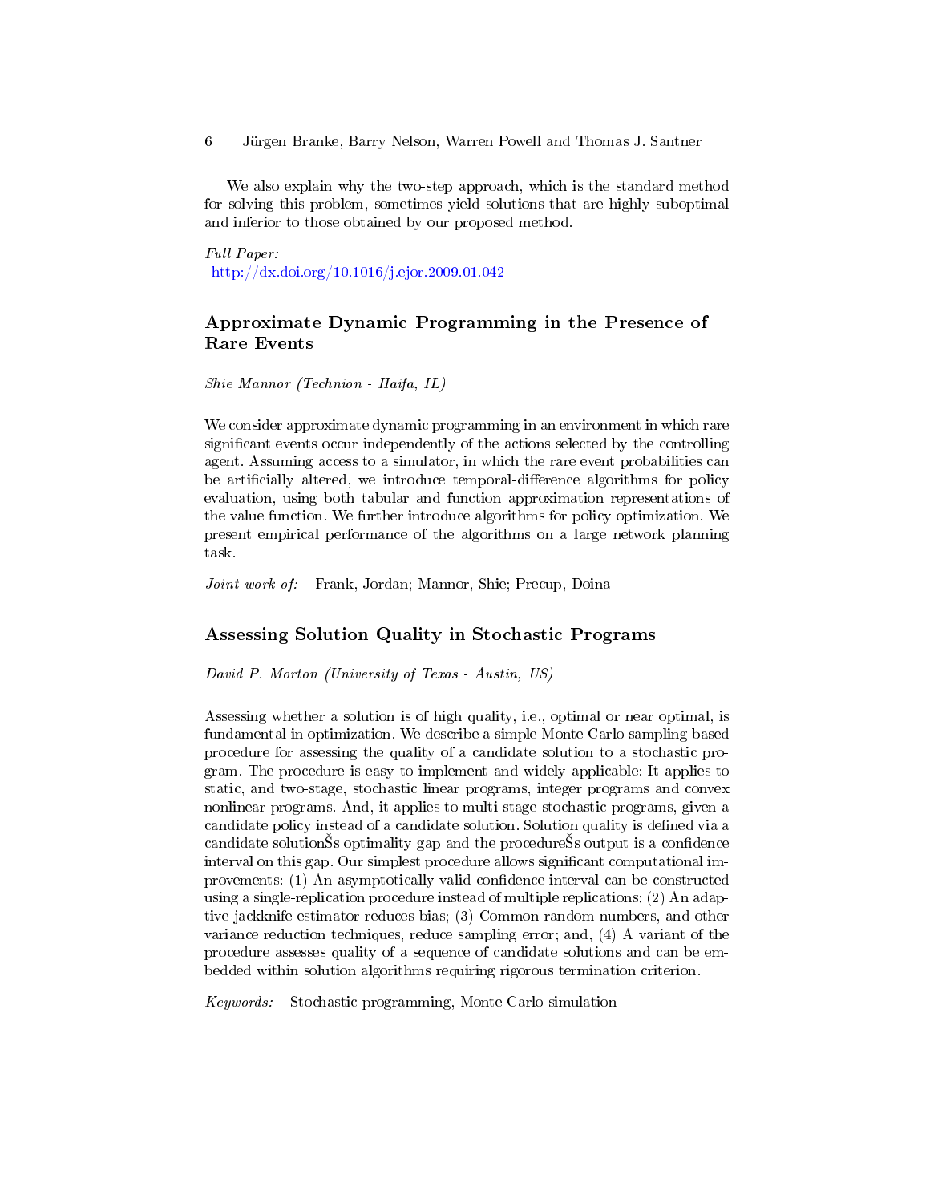We also explain why the two-step approach, which is the standard method for solving this problem, sometimes yield solutions that are highly suboptimal and inferior to those obtained by our proposed method.

*Full Paper:*
http://dx.doi.org/10.1016/j.ejor.2009.01.042

## Approximate Dynamic Programming in the Presence of Rare Events

*Shie Mannor (Technion - Haifa, IL)*

We consider approximate dynamic programming in an environment in which rare significant events occur independently of the actions selected by the controlling agent. Assuming access to a simulator, in which the rare event probabilities can be artificially altered, we introduce temporal-difference algorithms for policy evaluation, using both tabular and function approximation representations of the value function. We further introduce algorithms for policy optimization. We present empirical performance of the algorithms on a large network planning task.

*Joint work of:* Frank, Jordan; Mannor, Shie; Precup, Doina

## Assessing Solution Quality in Stochastic Programs

*David P. Morton (University of Texas - Austin, US)*

Assessing whether a solution is of high quality, i.e., optimal or near optimal, is fundamental in optimization. We describe a simple Monte Carlo sampling-based procedure for assessing the quality of a candidate solution to a stochastic program. The procedure is easy to implement and widely applicable: It applies to static, and two-stage, stochastic linear programs, integer programs and convex nonlinear programs. And, it applies to multi-stage stochastic programs, given a candidate policy instead of a candidate solution. Solution quality is defined via a candidate solutionŠs optimality gap and the procedureŠs output is a confidence interval on this gap. Our simplest procedure allows significant computational improvements: (1) An asymptotically valid confidence interval can be constructed using a single-replication procedure instead of multiple replications; (2) An adaptive jackknife estimator reduces bias; (3) Common random numbers, and other variance reduction techniques, reduce sampling error; and, (4) A variant of the procedure assesses quality of a sequence of candidate solutions and can be embedded within solution algorithms requiring rigorous termination criterion.

*Keywords:* Stochastic programming, Monte Carlo simulation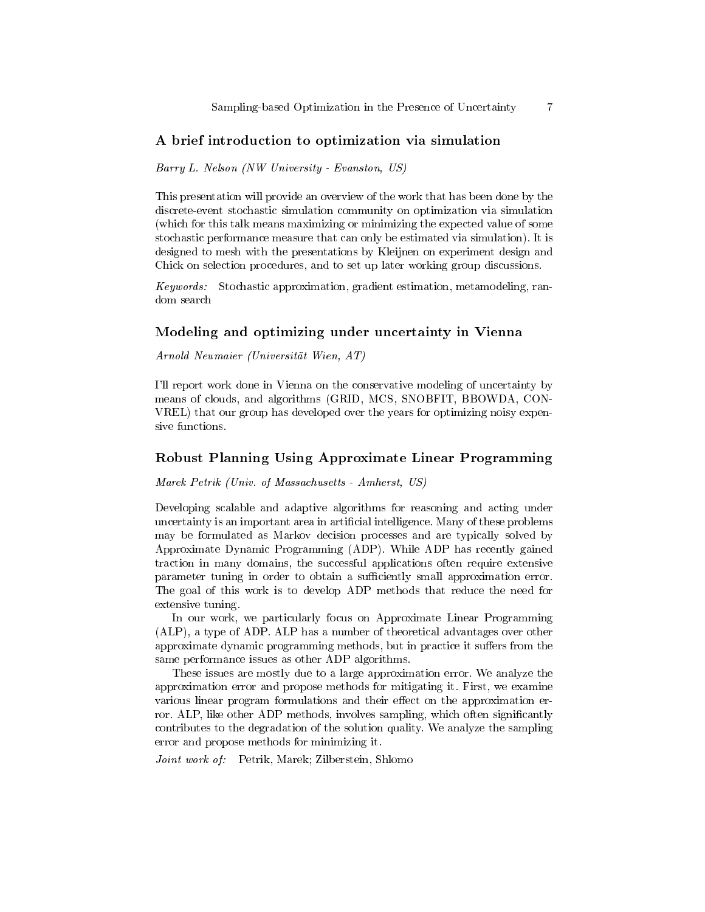## A brief introduction to optimization via simulation

*Barry L. Nelson (NW University - Evanston, US)*

This presentation will provide an overview of the work that has been done by the discrete-event stochastic simulation community on optimization via simulation (which for this talk means maximizing or minimizing the expected value of some stochastic performance measure that can only be estimated via simulation). It is designed to mesh with the presentations by Kleijnen on experiment design and Chick on selection procedures, and to set up later working group discussions.

*Keywords:* Stochastic approximation, gradient estimation, metamodeling, random search

## Modeling and optimizing under uncertainty in Vienna

*Arnold Neumaier (Universität Wien, AT)*

I'll report work done in Vienna on the conservative modeling of uncertainty by means of clouds, and algorithms (GRID, MCS, SNOBFIT, BBOWDA, CONVREL) that our group has developed over the years for optimizing noisy expensive functions.

## Robust Planning Using Approximate Linear Programming

*Marek Petrik (Univ. of Massachusetts - Amherst, US)*

Developing scalable and adaptive algorithms for reasoning and acting under uncertainty is an important area in artificial intelligence. Many of these problems may be formulated as Markov decision processes and are typically solved by Approximate Dynamic Programming (ADP). While ADP has recently gained traction in many domains, the successful applications often require extensive parameter tuning in order to obtain a sufficiently small approximation error. The goal of this work is to develop ADP methods that reduce the need for extensive tuning.

In our work, we particularly focus on Approximate Linear Programming (ALP), a type of ADP. ALP has a number of theoretical advantages over other approximate dynamic programming methods, but in practice it suffers from the same performance issues as other ADP algorithms.

These issues are mostly due to a large approximation error. We analyze the approximation error and propose methods for mitigating it. First, we examine various linear program formulations and their effect on the approximation error. ALP, like other ADP methods, involves sampling, which often significantly contributes to the degradation of the solution quality. We analyze the sampling error and propose methods for minimizing it.

*Joint work of:* Petrik, Marek; Zilberstein, Shlomo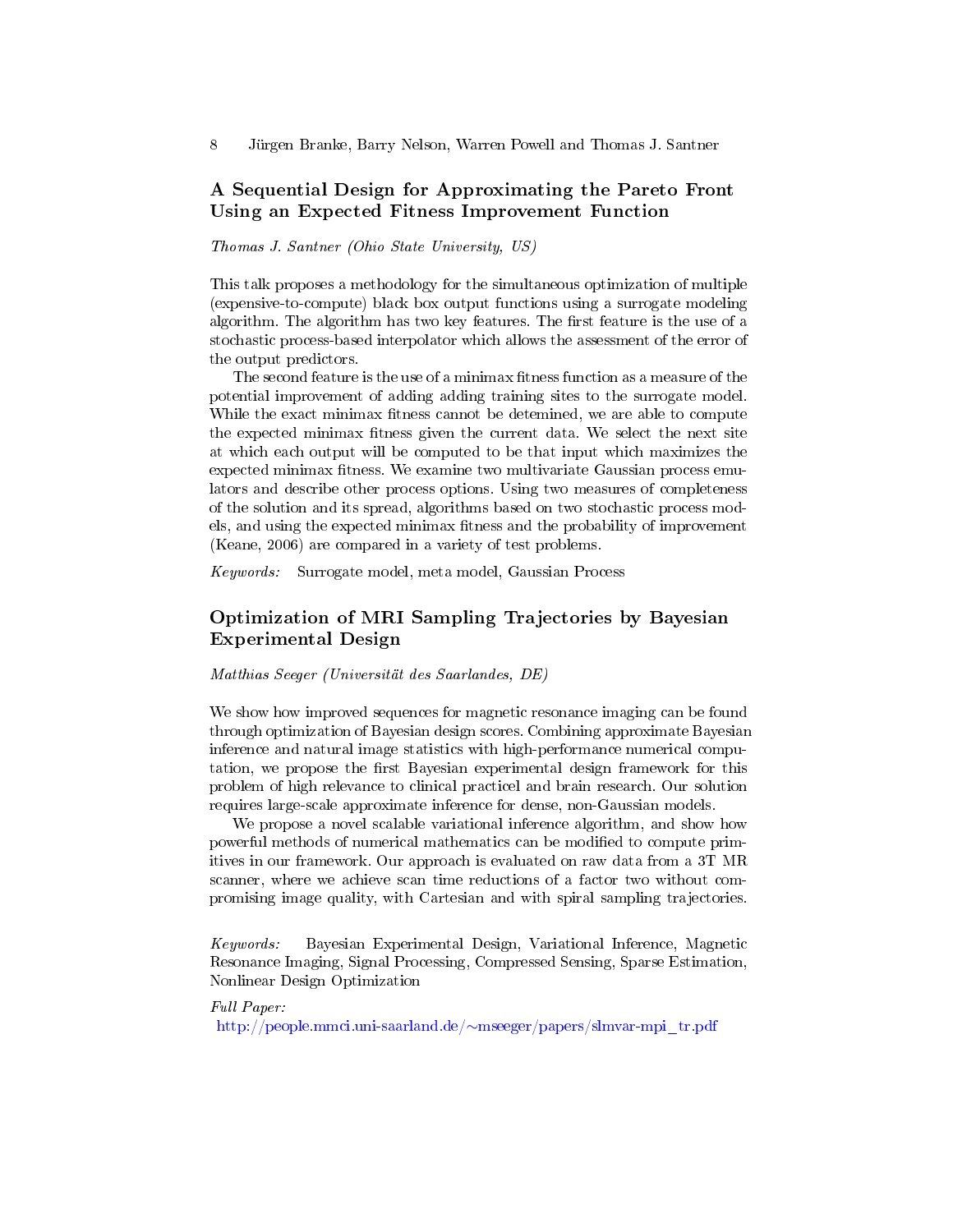## A Sequential Design for Approximating the Pareto Front Using an Expected Fitness Improvement Function

*Thomas J. Santner (Ohio State University, US)*

This talk proposes a methodology for the simultaneous optimization of multiple (expensive-to-compute) black box output functions using a surrogate modeling algorithm. The algorithm has two key features. The first feature is the use of a stochastic process-based interpolator which allows the assessment of the error of the output predictors.

The second feature is the use of a minimax fitness function as a measure of the potential improvement of adding adding training sites to the surrogate model. While the exact minimax fitness cannot be detemined, we are able to compute the expected minimax fitness given the current data. We select the next site at which each output will be computed to be that input which maximizes the expected minimax fitness. We examine two multivariate Gaussian process emulators and describe other process options. Using two measures of completeness of the solution and its spread, algorithms based on two stochastic process models, and using the expected minimax fitness and the probability of improvement (Keane, 2006) are compared in a variety of test problems.

*Keywords:* Surrogate model, meta model, Gaussian Process

## Optimization of MRI Sampling Trajectories by Bayesian Experimental Design

*Matthias Seeger (Universität des Saarlandes, DE)*

We show how improved sequences for magnetic resonance imaging can be found through optimization of Bayesian design scores. Combining approximate Bayesian inference and natural image statistics with high-performance numerical computation, we propose the first Bayesian experimental design framework for this problem of high relevance to clinical practicel and brain research. Our solution requires large-scale approximate inference for dense, non-Gaussian models.

We propose a novel scalable variational inference algorithm, and show how powerful methods of numerical mathematics can be modified to compute primitives in our framework. Our approach is evaluated on raw data from a 3T MR scanner, where we achieve scan time reductions of a factor two without compromising image quality, with Cartesian and with spiral sampling trajectories.

*Keywords:* Bayesian Experimental Design, Variational Inference, Magnetic Resonance Imaging, Signal Processing, Compressed Sensing, Sparse Estimation, Nonlinear Design Optimization

*Full Paper:*
http://people.mmci.uni-saarland.de/~mseeger/papers/slmvar-mpi_tr.pdf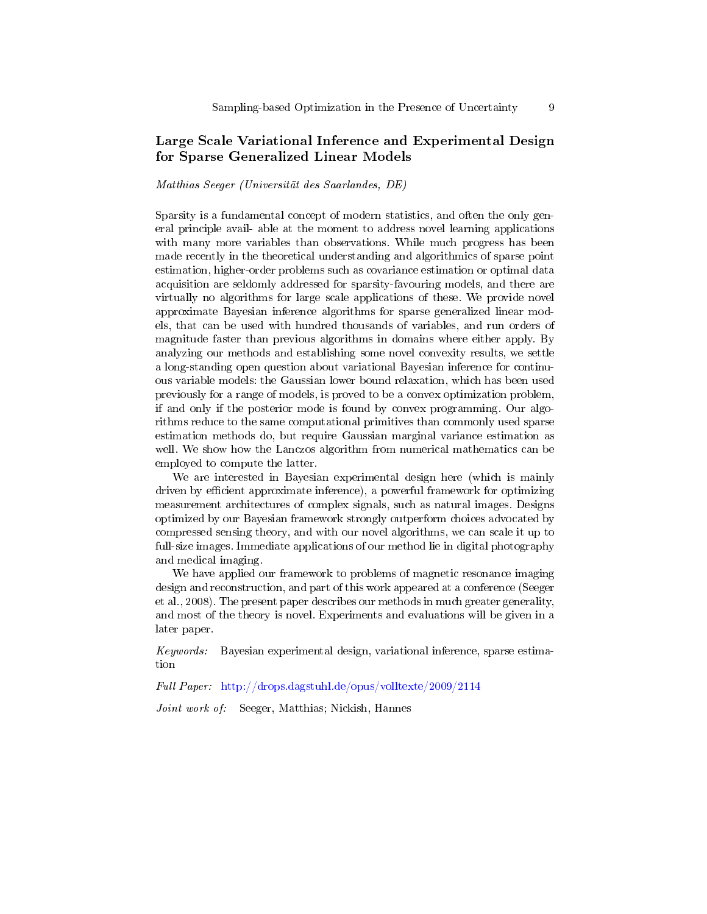## Large Scale Variational Inference and Experimental Design for Sparse Generalized Linear Models

*Matthias Seeger (Universität des Saarlandes, DE)*

Sparsity is a fundamental concept of modern statistics, and often the only general principle avail- able at the moment to address novel learning applications with many more variables than observations. While much progress has been made recently in the theoretical understanding and algorithmics of sparse point estimation, higher-order problems such as covariance estimation or optimal data acquisition are seldomly addressed for sparsity-favouring models, and there are virtually no algorithms for large scale applications of these. We provide novel approximate Bayesian inference algorithms for sparse generalized linear models, that can be used with hundred thousands of variables, and run orders of magnitude faster than previous algorithms in domains where either apply. By analyzing our methods and establishing some novel convexity results, we settle a long-standing open question about variational Bayesian inference for continuous variable models: the Gaussian lower bound relaxation, which has been used previously for a range of models, is proved to be a convex optimization problem, if and only if the posterior mode is found by convex programming. Our algorithms reduce to the same computational primitives than commonly used sparse estimation methods do, but require Gaussian marginal variance estimation as well. We show how the Lanczos algorithm from numerical mathematics can be employed to compute the latter.

We are interested in Bayesian experimental design here (which is mainly driven by efficient approximate inference), a powerful framework for optimizing measurement architectures of complex signals, such as natural images. Designs optimized by our Bayesian framework strongly outperform choices advocated by compressed sensing theory, and with our novel algorithms, we can scale it up to full-size images. Immediate applications of our method lie in digital photography and medical imaging.

We have applied our framework to problems of magnetic resonance imaging design and reconstruction, and part of this work appeared at a conference (Seeger et al., 2008). The present paper describes our methods in much greater generality, and most of the theory is novel. Experiments and evaluations will be given in a later paper.

*Keywords:* Bayesian experimental design, variational inference, sparse estimation

*Full Paper:* http://drops.dagstuhl.de/opus/volltexte/2009/2114

*Joint work of:* Seeger, Matthias; Nickish, Hannes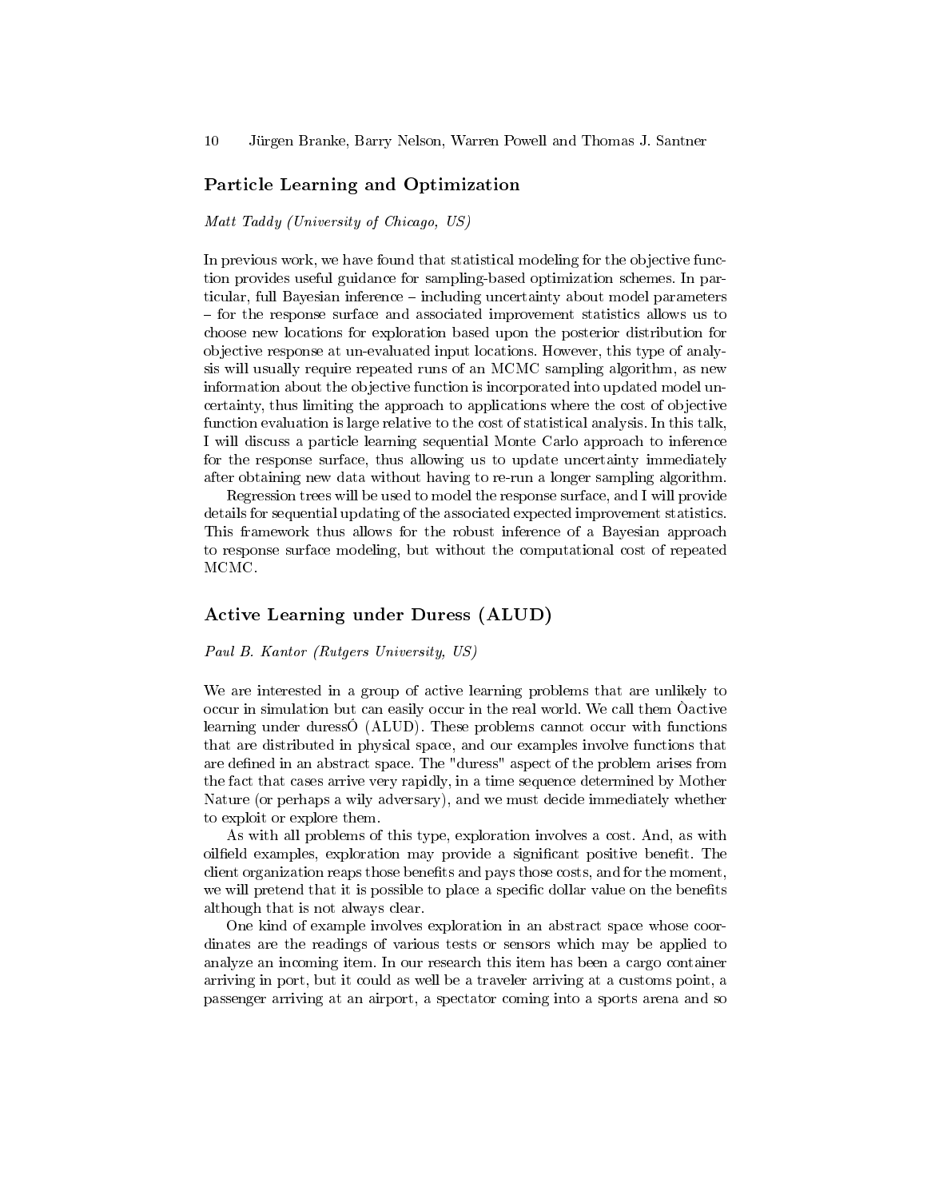## Particle Learning and Optimization

*Matt Taddy (University of Chicago, US)*

In previous work, we have found that statistical modeling for the objective function provides useful guidance for sampling-based optimization schemes. In particular, full Bayesian inference – including uncertainty about model parameters – for the response surface and associated improvement statistics allows us to choose new locations for exploration based upon the posterior distribution for objective response at un-evaluated input locations. However, this type of analysis will usually require repeated runs of an MCMC sampling algorithm, as new information about the objective function is incorporated into updated model uncertainty, thus limiting the approach to applications where the cost of objective function evaluation is large relative to the cost of statistical analysis. In this talk, I will discuss a particle learning sequential Monte Carlo approach to inference for the response surface, thus allowing us to update uncertainty immediately after obtaining new data without having to re-run a longer sampling algorithm.

Regression trees will be used to model the response surface, and I will provide details for sequential updating of the associated expected improvement statistics. This framework thus allows for the robust inference of a Bayesian approach to response surface modeling, but without the computational cost of repeated MCMC.

## Active Learning under Duress (ALUD)

*Paul B. Kantor (Rutgers University, US)*

We are interested in a group of active learning problems that are unlikely to occur in simulation but can easily occur in the real world. We call them Òactive learning under duressÓ (ALUD). These problems cannot occur with functions that are distributed in physical space, and our examples involve functions that are defined in an abstract space. The "duress" aspect of the problem arises from the fact that cases arrive very rapidly, in a time sequence determined by Mother Nature (or perhaps a wily adversary), and we must decide immediately whether to exploit or explore them.

As with all problems of this type, exploration involves a cost. And, as with oilfield examples, exploration may provide a significant positive benefit. The client organization reaps those benefits and pays those costs, and for the moment, we will pretend that it is possible to place a specific dollar value on the benefits although that is not always clear.

One kind of example involves exploration in an abstract space whose coordinates are the readings of various tests or sensors which may be applied to analyze an incoming item. In our research this item has been a cargo container arriving in port, but it could as well be a traveler arriving at a customs point, a passenger arriving at an airport, a spectator coming into a sports arena and so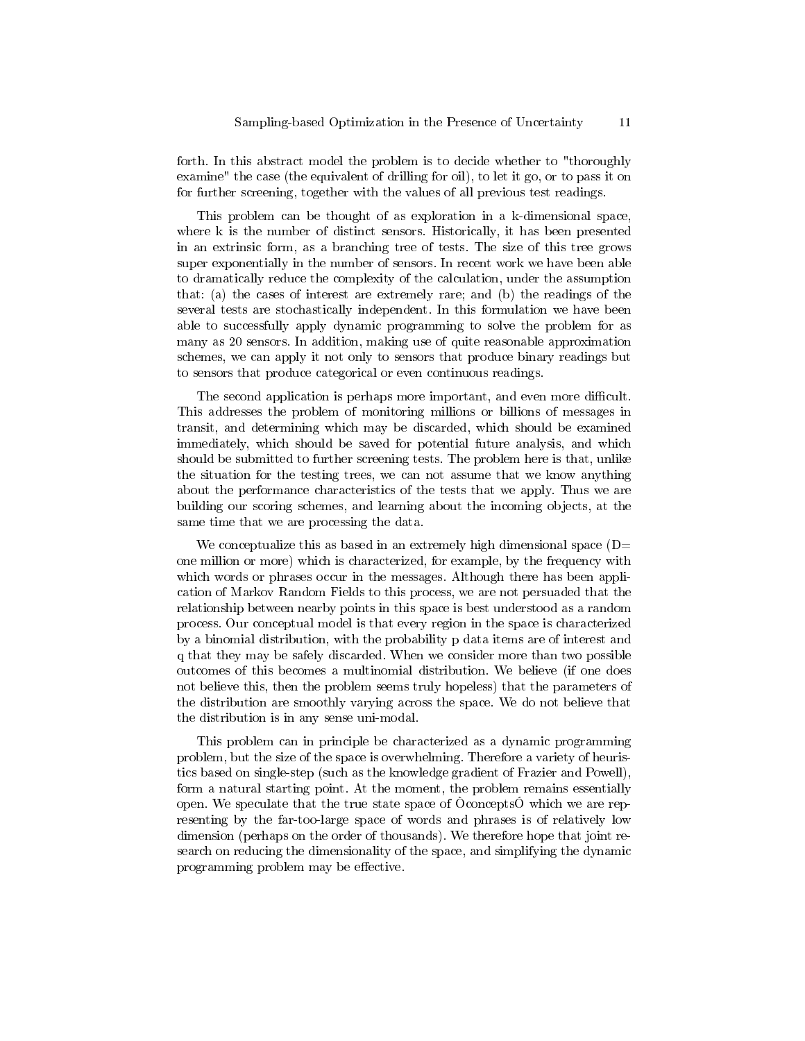forth. In this abstract model the problem is to decide whether to "thoroughly examine" the case (the equivalent of drilling for oil), to let it go, or to pass it on for further screening, together with the values of all previous test readings.

This problem can be thought of as exploration in a k-dimensional space, where k is the number of distinct sensors. Historically, it has been presented in an extrinsic form, as a branching tree of tests. The size of this tree grows super exponentially in the number of sensors. In recent work we have been able to dramatically reduce the complexity of the calculation, under the assumption that: (a) the cases of interest are extremely rare; and (b) the readings of the several tests are stochastically independent. In this formulation we have been able to successfully apply dynamic programming to solve the problem for as many as 20 sensors. In addition, making use of quite reasonable approximation schemes, we can apply it not only to sensors that produce binary readings but to sensors that produce categorical or even continuous readings.

The second application is perhaps more important, and even more difficult. This addresses the problem of monitoring millions or billions of messages in transit, and determining which may be discarded, which should be examined immediately, which should be saved for potential future analysis, and which should be submitted to further screening tests. The problem here is that, unlike the situation for the testing trees, we can not assume that we know anything about the performance characteristics of the tests that we apply. Thus we are building our scoring schemes, and learning about the incoming objects, at the same time that we are processing the data.

We conceptualize this as based in an extremely high dimensional space (D= one million or more) which is characterized, for example, by the frequency with which words or phrases occur in the messages. Although there has been application of Markov Random Fields to this process, we are not persuaded that the relationship between nearby points in this space is best understood as a random process. Our conceptual model is that every region in the space is characterized by a binomial distribution, with the probability p data items are of interest and q that they may be safely discarded. When we consider more than two possible outcomes of this becomes a multinomial distribution. We believe (if one does not believe this, then the problem seems truly hopeless) that the parameters of the distribution are smoothly varying across the space. We do not believe that the distribution is in any sense uni-modal.

This problem can in principle be characterized as a dynamic programming problem, but the size of the space is overwhelming. Therefore a variety of heuristics based on single-step (such as the knowledge gradient of Frazier and Powell), form a natural starting point. At the moment, the problem remains essentially open. We speculate that the true state space of ÒconceptsÓ which we are representing by the far-too-large space of words and phrases is of relatively low dimension (perhaps on the order of thousands). We therefore hope that joint research on reducing the dimensionality of the space, and simplifying the dynamic programming problem may be effective.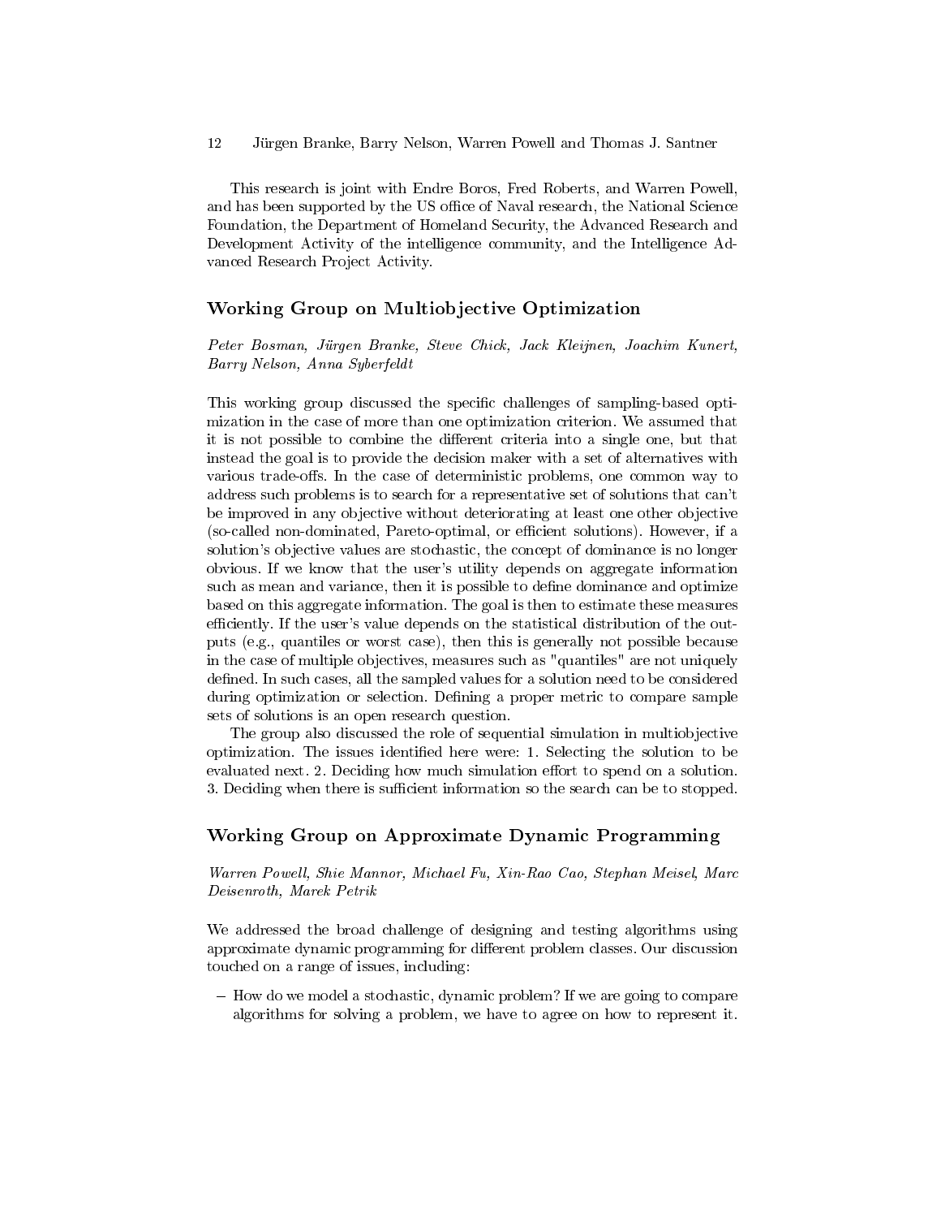This research is joint with Endre Boros, Fred Roberts, and Warren Powell, and has been supported by the US office of Naval research, the National Science Foundation, the Department of Homeland Security, the Advanced Research and Development Activity of the intelligence community, and the Intelligence Advanced Research Project Activity.

## Working Group on Multiobjective Optimization

*Peter Bosman, Jürgen Branke, Steve Chick, Jack Kleijnen, Joachim Kunert, Barry Nelson, Anna Syberfeldt*

This working group discussed the specific challenges of sampling-based optimization in the case of more than one optimization criterion. We assumed that it is not possible to combine the different criteria into a single one, but that instead the goal is to provide the decision maker with a set of alternatives with various trade-offs. In the case of deterministic problems, one common way to address such problems is to search for a representative set of solutions that can't be improved in any objective without deteriorating at least one other objective (so-called non-dominated, Pareto-optimal, or efficient solutions). However, if a solution's objective values are stochastic, the concept of dominance is no longer obvious. If we know that the user's utility depends on aggregate information such as mean and variance, then it is possible to define dominance and optimize based on this aggregate information. The goal is then to estimate these measures efficiently. If the user's value depends on the statistical distribution of the outputs (e.g., quantiles or worst case), then this is generally not possible because in the case of multiple objectives, measures such as "quantiles" are not uniquely defined. In such cases, all the sampled values for a solution need to be considered during optimization or selection. Defining a proper metric to compare sample sets of solutions is an open research question.

The group also discussed the role of sequential simulation in multiobjective optimization. The issues identified here were: 1. Selecting the solution to be evaluated next. 2. Deciding how much simulation effort to spend on a solution. 3. Deciding when there is sufficient information so the search can be to stopped.

## Working Group on Approximate Dynamic Programming

*Warren Powell, Shie Mannor, Michael Fu, Xin-Rao Cao, Stephan Meisel, Marc Deisenroth, Marek Petrik*

We addressed the broad challenge of designing and testing algorithms using approximate dynamic programming for different problem classes. Our discussion touched on a range of issues, including:

- How do we model a stochastic, dynamic problem? If we are going to compare algorithms for solving a problem, we have to agree on how to represent it.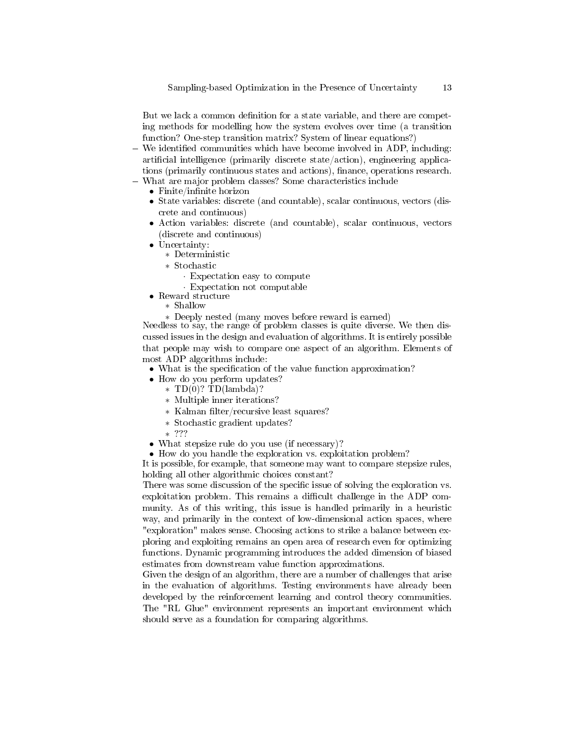But we lack a common definition for a state variable, and there are competing methods for modelling how the system evolves over time (a transition function? One-step transition matrix? System of linear equations?)

- We identified communities which have become involved in ADP, including: artificial intelligence (primarily discrete state/action), engineering applications (primarily continuous states and actions), finance, operations research.
- What are major problem classes? Some characteristics include
  - Finite/infinite horizon
  - State variables: discrete (and countable), scalar continuous, vectors (discrete and continuous)
  - Action variables: discrete (and countable), scalar continuous, vectors (discrete and continuous)
  - Uncertainty:
    - Deterministic
    - Stochastic
      - Expectation easy to compute
      - Expectation not computable
  - Reward structure
    - Shallow
    - Deeply nested (many moves before reward is earned)

  Needless to say, the range of problem classes is quite diverse. We then discussed issues in the design and evaluation of algorithms. It is entirely possible that people may wish to compare one aspect of an algorithm. Elements of most ADP algorithms include:
  - What is the specification of the value function approximation?
  - How do you perform updates?
    - TD(0)? TD(lambda)?
    - Multiple inner iterations?
    - Kalman filter/recursive least squares?
    - Stochastic gradient updates?
    - ???
  - What stepsize rule do you use (if necessary)?
  - How do you handle the exploration vs. exploitation problem?

  It is possible, for example, that someone may want to compare stepsize rules, holding all other algorithmic choices constant?

  There was some discussion of the specific issue of solving the exploration vs. exploitation problem. This remains a difficult challenge in the ADP community. As of this writing, this issue is handled primarily in a heuristic way, and primarily in the context of low-dimensional action spaces, where "exploration" makes sense. Choosing actions to strike a balance between exploring and exploiting remains an open area of research even for optimizing functions. Dynamic programming introduces the added dimension of biased estimates from downstream value function approximations.

  Given the design of an algorithm, there are a number of challenges that arise in the evaluation of algorithms. Testing environments have already been developed by the reinforcement learning and control theory communities. The "RL Glue" environment represents an important environment which should serve as a foundation for comparing algorithms.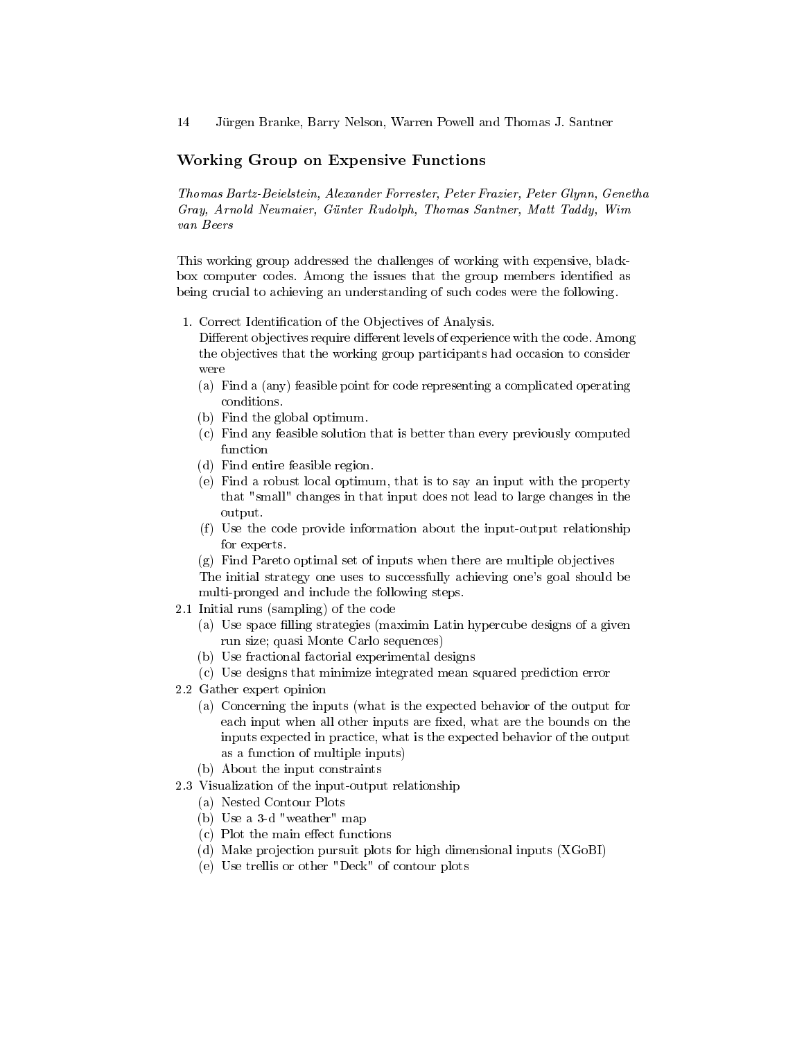## Working Group on Expensive Functions

*Thomas Bartz-Beielstein, Alexander Forrester, Peter Frazier, Peter Glynn, Genetha Gray, Arnold Neumaier, Günter Rudolph, Thomas Santner, Matt Taddy, Wim van Beers*

This working group addressed the challenges of working with expensive, black-box computer codes. Among the issues that the group members identified as being crucial to achieving an understanding of such codes were the following.

1. Correct Identification of the Objectives of Analysis.
   Different objectives require different levels of experience with the code. Among the objectives that the working group participants had occasion to consider were
   (a) Find a (any) feasible point for code representing a complicated operating conditions.
   (b) Find the global optimum.
   (c) Find any feasible solution that is better than every previously computed function
   (d) Find entire feasible region.
   (e) Find a robust local optimum, that is to say an input with the property that "small" changes in that input does not lead to large changes in the output.
   (f) Use the code provide information about the input-output relationship for experts.
   (g) Find Pareto optimal set of inputs when there are multiple objectives
   The initial strategy one uses to successfully achieving one's goal should be multi-pronged and include the following steps.

2.1 Initial runs (sampling) of the code
   (a) Use space filling strategies (maximin Latin hypercube designs of a given run size; quasi Monte Carlo sequences)
   (b) Use fractional factorial experimental designs
   (c) Use designs that minimize integrated mean squared prediction error

2.2 Gather expert opinion
   (a) Concerning the inputs (what is the expected behavior of the output for each input when all other inputs are fixed, what are the bounds on the inputs expected in practice, what is the expected behavior of the output as a function of multiple inputs)
   (b) About the input constraints

2.3 Visualization of the input-output relationship
   (a) Nested Contour Plots
   (b) Use a 3-d "weather" map
   (c) Plot the main effect functions
   (d) Make projection pursuit plots for high dimensional inputs (XGoBI)
   (e) Use trellis or other "Deck" of contour plots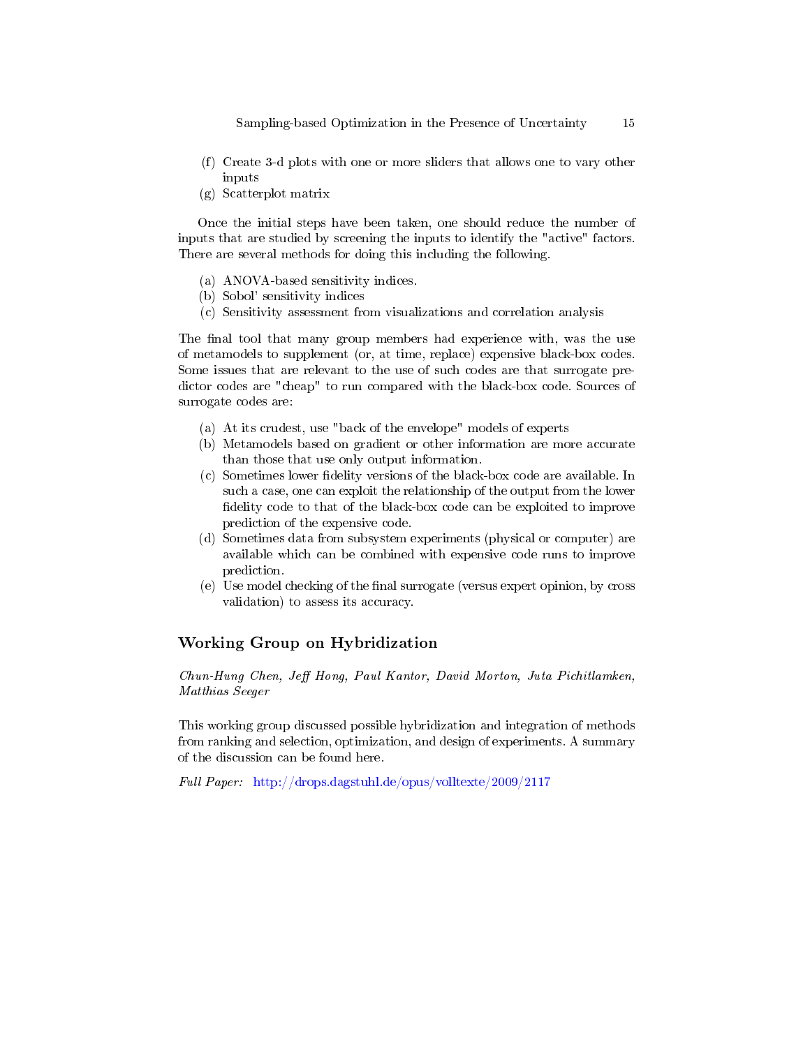(f) Create 3-d plots with one or more sliders that allows one to vary other inputs
(g) Scatterplot matrix

Once the initial steps have been taken, one should reduce the number of inputs that are studied by screening the inputs to identify the "active" factors. There are several methods for doing this including the following.

(a) ANOVA-based sensitivity indices.
(b) Sobol' sensitivity indices
(c) Sensitivity assessment from visualizations and correlation analysis

The final tool that many group members had experience with, was the use of metamodels to supplement (or, at time, replace) expensive black-box codes. Some issues that are relevant to the use of such codes are that surrogate predictor codes are "cheap" to run compared with the black-box code. Sources of surrogate codes are:

(a) At its crudest, use "back of the envelope" models of experts
(b) Metamodels based on gradient or other information are more accurate than those that use only output information.
(c) Sometimes lower fidelity versions of the black-box code are available. In such a case, one can exploit the relationship of the output from the lower fidelity code to that of the black-box code can be exploited to improve prediction of the expensive code.
(d) Sometimes data from subsystem experiments (physical or computer) are available which can be combined with expensive code runs to improve prediction.
(e) Use model checking of the final surrogate (versus expert opinion, by cross validation) to assess its accuracy.

## Working Group on Hybridization

*Chun-Hung Chen, Jeff Hong, Paul Kantor, David Morton, Juta Pichitlamken, Matthias Seeger*

This working group discussed possible hybridization and integration of methods from ranking and selection, optimization, and design of experiments. A summary of the discussion can be found here.

*Full Paper:* http://drops.dagstuhl.de/opus/volltexte/2009/2117